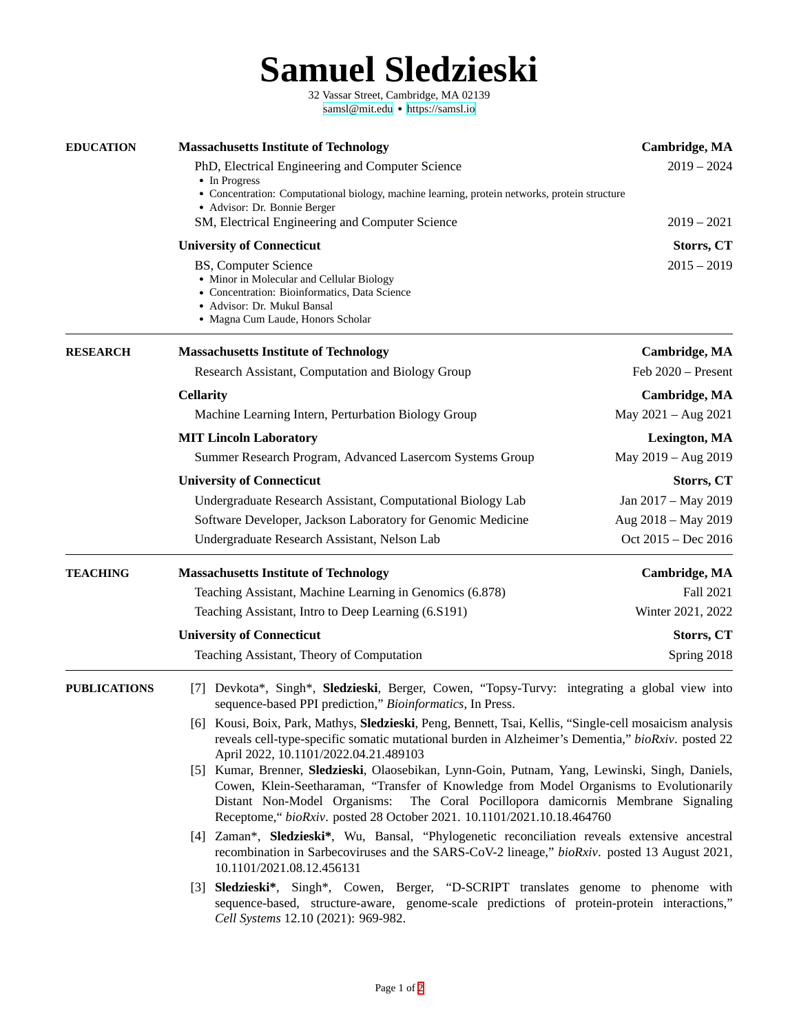# Samuel Sledzieski

32 Vassar Street, Cambridge, MA 02139
samsl@mit.edu • https://samsl.io

## EDUCATION

**Massachusetts Institute of Technology** — **Cambridge, MA**

PhD, Electrical Engineering and Computer Science — 2019 – 2024
- In Progress
- Concentration: Computational biology, machine learning, protein networks, protein structure
- Advisor: Dr. Bonnie Berger

SM, Electrical Engineering and Computer Science — 2019 – 2021

**University of Connecticut** — **Storrs, CT**

BS, Computer Science — 2015 – 2019
- Minor in Molecular and Cellular Biology
- Concentration: Bioinformatics, Data Science
- Advisor: Dr. Mukul Bansal
- Magna Cum Laude, Honors Scholar

## RESEARCH

**Massachusetts Institute of Technology** — **Cambridge, MA**

Research Assistant, Computation and Biology Group — Feb 2020 – Present

**Cellarity** — **Cambridge, MA**

Machine Learning Intern, Perturbation Biology Group — May 2021 – Aug 2021

**MIT Lincoln Laboratory** — **Lexington, MA**

Summer Research Program, Advanced Lasercom Systems Group — May 2019 – Aug 2019

**University of Connecticut** — **Storrs, CT**

Undergraduate Research Assistant, Computational Biology Lab — Jan 2017 – May 2019

Software Developer, Jackson Laboratory for Genomic Medicine — Aug 2018 – May 2019

Undergraduate Research Assistant, Nelson Lab — Oct 2015 – Dec 2016

## TEACHING

**Massachusetts Institute of Technology** — **Cambridge, MA**

Teaching Assistant, Machine Learning in Genomics (6.878) — Fall 2021

Teaching Assistant, Intro to Deep Learning (6.S191) — Winter 2021, 2022

**University of Connecticut** — **Storrs, CT**

Teaching Assistant, Theory of Computation — Spring 2018

## PUBLICATIONS

[7] Devkota*, Singh*, **Sledzieski**, Berger, Cowen, “Topsy-Turvy: integrating a global view into sequence-based PPI prediction,” *Bioinformatics*, In Press.

[6] Kousi, Boix, Park, Mathys, **Sledzieski**, Peng, Bennett, Tsai, Kellis, “Single-cell mosaicism analysis reveals cell-type-specific somatic mutational burden in Alzheimer’s Dementia,” *bioRxiv*. posted 22 April 2022, 10.1101/2022.04.21.489103

[5] Kumar, Brenner, **Sledzieski**, Olaosebikan, Lynn-Goin, Putnam, Yang, Lewinski, Singh, Daniels, Cowen, Klein-Seetharaman, “Transfer of Knowledge from Model Organisms to Evolutionarily Distant Non-Model Organisms: The Coral Pocillopora damicornis Membrane Signaling Receptome,“ *bioRxiv*. posted 28 October 2021. 10.1101/2021.10.18.464760

[4] Zaman*, **Sledzieski***, Wu, Bansal, “Phylogenetic reconciliation reveals extensive ancestral recombination in Sarbecoviruses and the SARS-CoV-2 lineage,” *bioRxiv*. posted 13 August 2021, 10.1101/2021.08.12.456131

[3] **Sledzieski***, Singh*, Cowen, Berger, “D-SCRIPT translates genome to phenome with sequence-based, structure-aware, genome-scale predictions of protein-protein interactions,” *Cell Systems* 12.10 (2021): 969-982.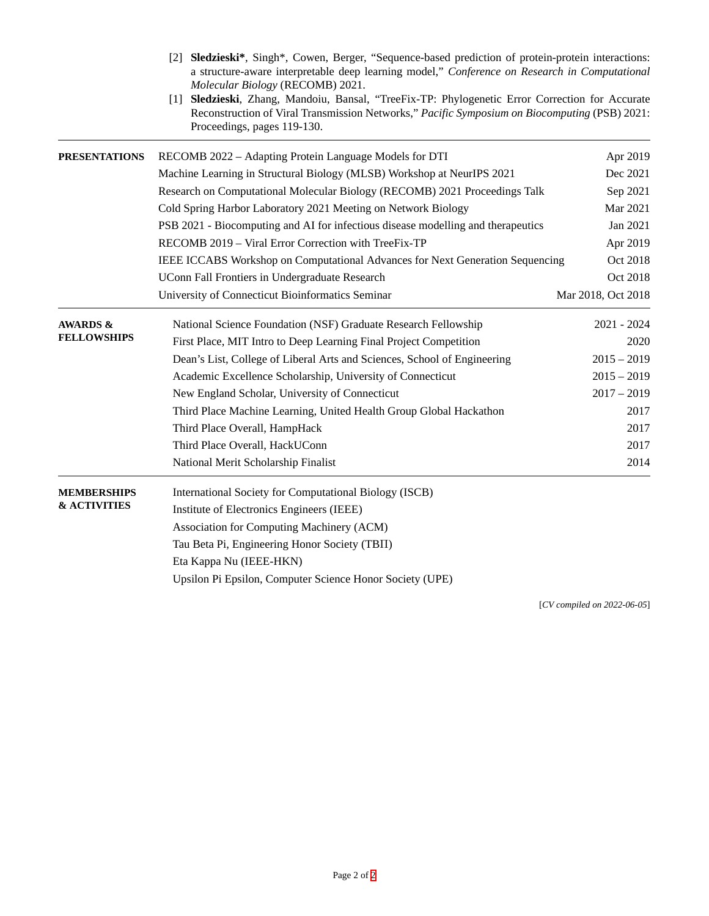[2] **Sledzieski***, Singh*, Cowen, Berger, "Sequence-based prediction of protein-protein interactions: a structure-aware interpretable deep learning model," *Conference on Research in Computational Molecular Biology* (RECOMB) 2021.

[1] **Sledzieski**, Zhang, Mandoiu, Bansal, "TreeFix-TP: Phylogenetic Error Correction for Accurate Reconstruction of Viral Transmission Networks," *Pacific Symposium on Biocomputing* (PSB) 2021: Proceedings, pages 119-130.

## PRESENTATIONS

| | |
|---|---|
| RECOMB 2022 – Adapting Protein Language Models for DTI | Apr 2019 |
| Machine Learning in Structural Biology (MLSB) Workshop at NeurIPS 2021 | Dec 2021 |
| Research on Computational Molecular Biology (RECOMB) 2021 Proceedings Talk | Sep 2021 |
| Cold Spring Harbor Laboratory 2021 Meeting on Network Biology | Mar 2021 |
| PSB 2021 - Biocomputing and AI for infectious disease modelling and therapeutics | Jan 2021 |
| RECOMB 2019 – Viral Error Correction with TreeFix-TP | Apr 2019 |
| IEEE ICCABS Workshop on Computational Advances for Next Generation Sequencing | Oct 2018 |
| UConn Fall Frontiers in Undergraduate Research | Oct 2018 |
| University of Connecticut Bioinformatics Seminar | Mar 2018, Oct 2018 |

## AWARDS & FELLOWSHIPS

| | |
|---|---|
| National Science Foundation (NSF) Graduate Research Fellowship | 2021 - 2024 |
| First Place, MIT Intro to Deep Learning Final Project Competition | 2020 |
| Dean's List, College of Liberal Arts and Sciences, School of Engineering | 2015 – 2019 |
| Academic Excellence Scholarship, University of Connecticut | 2015 – 2019 |
| New England Scholar, University of Connecticut | 2017 – 2019 |
| Third Place Machine Learning, United Health Group Global Hackathon | 2017 |
| Third Place Overall, HampHack | 2017 |
| Third Place Overall, HackUConn | 2017 |
| National Merit Scholarship Finalist | 2014 |

## MEMBERSHIPS & ACTIVITIES

International Society for Computational Biology (ISCB)

Institute of Electronics Engineers (IEEE)

Association for Computing Machinery (ACM)

Tau Beta Pi, Engineering Honor Society (TBΠ)

Eta Kappa Nu (IEEE-HKN)

Upsilon Pi Epsilon, Computer Science Honor Society (UPE)

[*CV compiled on 2022-06-05*]